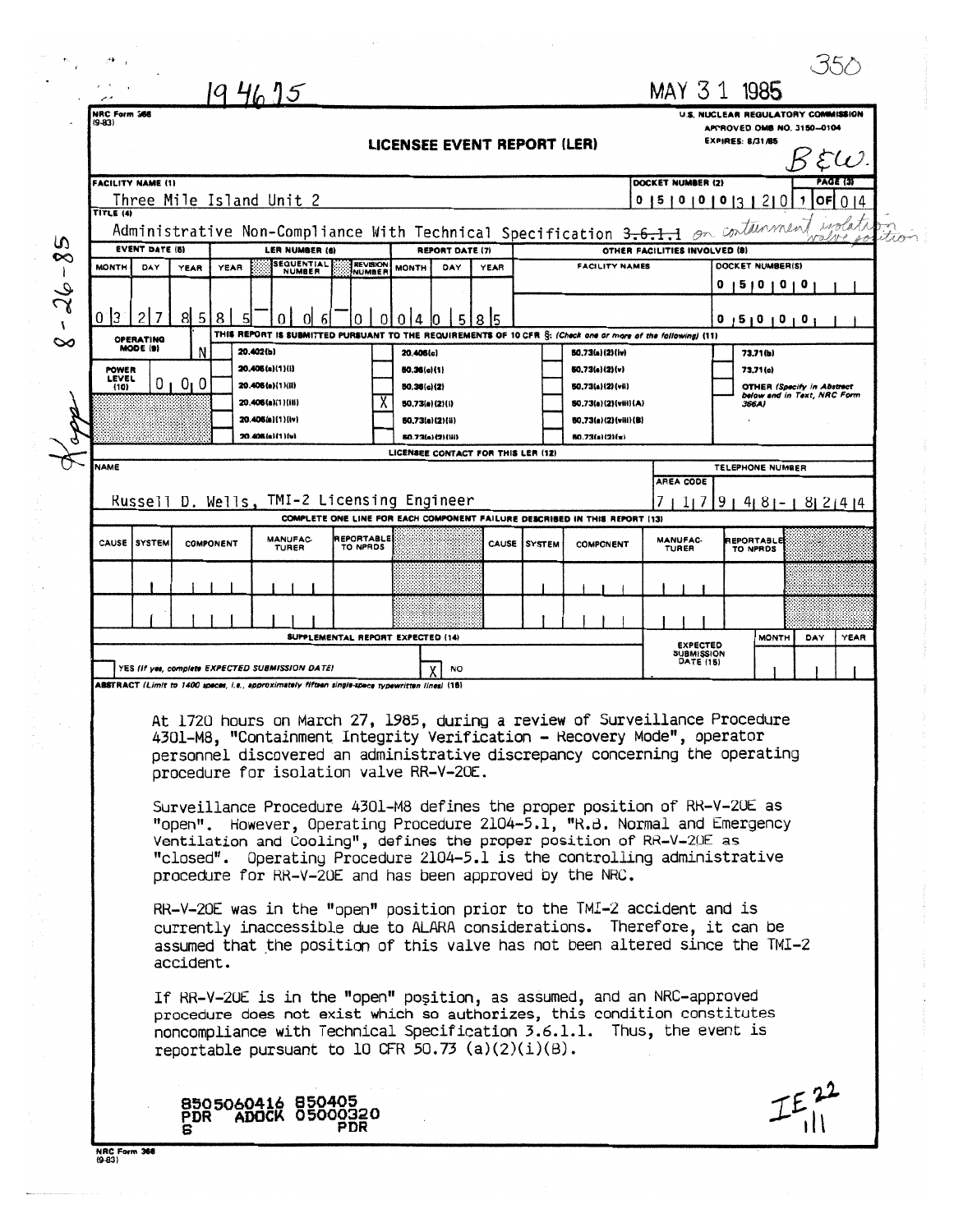194675

MAY 31 1985

350

NRC Form 366 (9-83)

U.S. NUCLEAR REGULATORY COMMISSION
APPROVED OMB NO. 3150-0104
EXPIRES: 8/31/85

# LICENSEE EVENT REPORT (LER)

BEW.

| FACILITY NAME (1) | DOCKET NUMBER (2) | PAGE (3) |
|---|---|---|
| Three Mile Island Unit 2 | 0 5 0 0 0 3 2 0 | 1 OF 0 4 |

TITLE (4): Administrative Non-Compliance With Technical Specification ~~3.6.1.1~~ on containment isolation valve position

| EVENT DATE (5) | | | LER NUMBER (6) | | | REPORT DATE (7) | | | OTHER FACILITIES INVOLVED (8) | |
|---|---|---|---|---|---|---|---|---|---|---|
| MONTH | DAY | YEAR | YEAR | SEQUENTIAL NUMBER | REVISION NUMBER | MONTH | DAY | YEAR | FACILITY NAMES | DOCKET NUMBER(S) |
| 0 3 | 2 7 | 8 5 | 8 5 | 0 0 6 | 0 0 | 0 4 | 0 5 | 8 5 | | 0 5 0 0 0 |
| | | | | | | | | | | 0 5 0 0 0 |

OPERATING MODE (9): N

POWER LEVEL (10): 0 0 0

THIS REPORT IS SUBMITTED PURSUANT TO THE REQUIREMENTS OF 10 CFR §: (11)

| | | | | | | | |
|---|---|---|---|---|---|---|---|
| | 20.402(b) | | 20.405(c) | | 50.73(a)(2)(iv) | | 73.71(b) |
| | 20.405(a)(1)(i) | | 50.36(c)(1) | | 50.73(a)(2)(v) | | 73.71(c) |
| | 20.405(a)(1)(ii) | | 50.36(c)(2) | | 50.73(a)(2)(vii) | | OTHER (Specify in Abstract below and in Text, NRC Form 366A) |
| | 20.405(a)(1)(iii) | X | 50.73(a)(2)(i) | | 50.73(a)(2)(viii)(A) | | |
| | 20.405(a)(1)(iv) | | 50.73(a)(2)(ii) | | 50.73(a)(2)(viii)(B) | | |
| | 20.405(a)(1)(v) | | 50.73(a)(2)(iii) | | 50.73(a)(2)(x) | | |

LICENSEE CONTACT FOR THIS LER (12)

| NAME | TELEPHONE NUMBER |
|---|---|
| Russell D. Wells, TMI-2 Licensing Engineer | 7 1 7 9 4 8 - 8 2 4 4 |

COMPLETE ONE LINE FOR EACH COMPONENT FAILURE DESCRIBED IN THIS REPORT (13)

| CAUSE | SYSTEM | COMPONENT | MANUFACTURER | REPORTABLE TO NPRDS | CAUSE | SYSTEM | COMPONENT | MANUFACTURER | REPORTABLE TO NPRDS |
|---|---|---|---|---|---|---|---|---|---|
| | | | | | | | | | |
| | | | | | | | | | |

SUPPLEMENTAL REPORT EXPECTED (14)

| YES (If yes, complete EXPECTED SUBMISSION DATE) | X NO | EXPECTED SUBMISSION DATE (15) | MONTH | DAY | YEAR |
|---|---|---|---|---|---|

ABSTRACT (Limit to 1400 spaces, i.e., approximately fifteen single-space typewritten lines) (16)

At 1720 hours on March 27, 1985, during a review of Surveillance Procedure 4301-M8, "Containment Integrity Verification - Recovery Mode", operator personnel discovered an administrative discrepancy concerning the operating procedure for isolation valve RR-V-20E.

Surveillance Procedure 4301-M8 defines the proper position of RR-V-20E as "open". However, Operating Procedure 2104-5.1, "R.B. Normal and Emergency Ventilation and Cooling", defines the proper position of RR-V-20E as "closed". Operating Procedure 2104-5.1 is the controlling administrative procedure for RR-V-20E and has been approved by the NRC.

RR-V-20E was in the "open" position prior to the TMI-2 accident and is currently inaccessible due to ALARA considerations. Therefore, it can be assumed that the position of this valve has not been altered since the TMI-2 accident.

If RR-V-20E is in the "open" position, as assumed, and an NRC-approved procedure does not exist which so authorizes, this condition constitutes noncompliance with Technical Specification 3.6.1.1. Thus, the event is reportable pursuant to 10 CFR 50.73 (a)(2)(i)(B).

8505060416 850405
PDR ADOCK 05000320
S PDR

IE22 ||

8-26-85 Kapp

NRC Form 366 (9-83)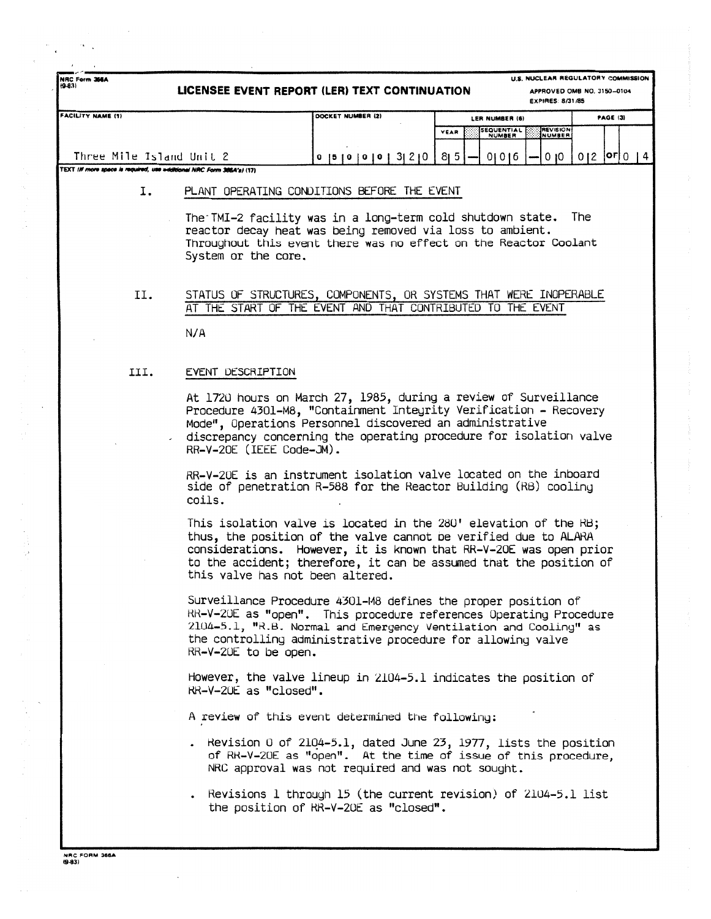**NRC Form 366A (9-83)**

**LICENSEE EVENT REPORT (LER) TEXT CONTINUATION**

U.S. NUCLEAR REGULATORY COMMISSION
APPROVED OMB NO. 3150-0104
EXPIRES: 8/31/85

| FACILITY NAME (1) | DOCKET NUMBER (2) | LER NUMBER (6) YEAR | SEQUENTIAL NUMBER | REVISION NUMBER | PAGE (3) |
|---|---|---|---|---|---|
| Three Mile Island Unit 2 | 0 5 0 0 0 3 2 0 | 8 5 | 0 0 6 | 0 0 | 0 2 OF 0 4 |

TEXT (If more space is required, use additional NRC Form 366A's) (17)

## I. PLANT OPERATING CONDITIONS BEFORE THE EVENT

The TMI-2 facility was in a long-term cold shutdown state. The reactor decay heat was being removed via loss to ambient. Throughout this event there was no effect on the Reactor Coolant System or the core.

## II. STATUS OF STRUCTURES, COMPONENTS, OR SYSTEMS THAT WERE INOPERABLE AT THE START OF THE EVENT AND THAT CONTRIBUTED TO THE EVENT

N/A

## III. EVENT DESCRIPTION

At 1720 hours on March 27, 1985, during a review of Surveillance Procedure 4301-M8, "Containment Integrity Verification - Recovery Mode", Operations Personnel discovered an administrative discrepancy concerning the operating procedure for isolation valve RR-V-20E (IEEE Code-JM).

RR-V-20E is an instrument isolation valve located on the inboard side of penetration R-588 for the Reactor Building (RB) cooling coils.

This isolation valve is located in the 280' elevation of the RB; thus, the position of the valve cannot be verified due to ALARA considerations. However, it is known that RR-V-20E was open prior to the accident; therefore, it can be assumed that the position of this valve has not been altered.

Surveillance Procedure 4301-M8 defines the proper position of RR-V-20E as "open". This procedure references Operating Procedure 2104-5.1, "R.B. Normal and Emergency Ventilation and Cooling" as the controlling administrative procedure for allowing valve RR-V-20E to be open.

However, the valve lineup in 2104-5.1 indicates the position of RR-V-20E as "closed".

A review of this event determined the following:

- Revision 0 of 2104-5.1, dated June 23, 1977, lists the position of RR-V-20E as "open". At the time of issue of this procedure, NRC approval was not required and was not sought.
- Revisions 1 through 15 (the current revision) of 2104-5.1 list the position of RR-V-20E as "closed".

NRC FORM 366A (9-83)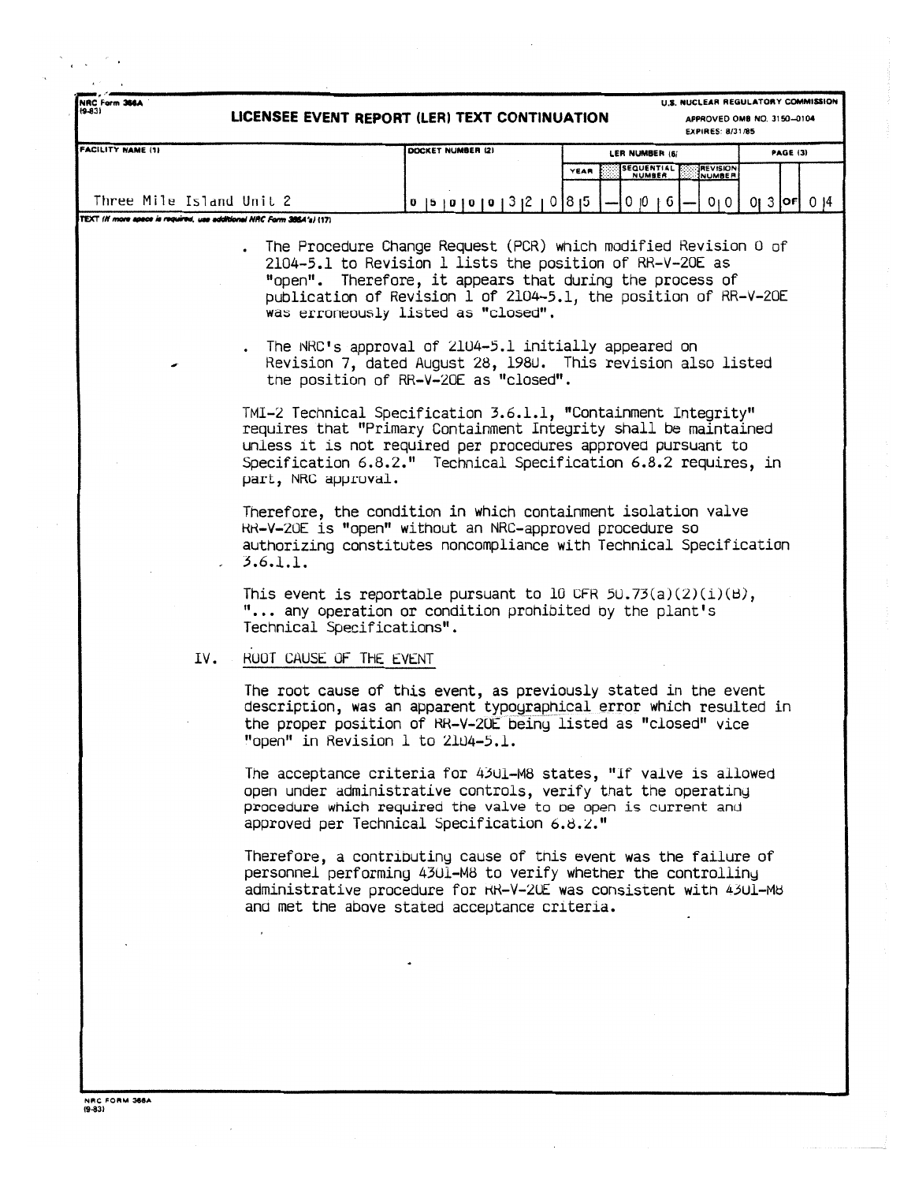NRC Form 366A (9-83)

**LICENSEE EVENT REPORT (LER) TEXT CONTINUATION**

U.S. NUCLEAR REGULATORY COMMISSION
APPROVED OMB NO. 3150-0104
EXPIRES: 8/31/85

| FACILITY NAME (1) | DOCKET NUMBER (2) | LER NUMBER (6) YEAR | SEQUENTIAL NUMBER | REVISION NUMBER | PAGE (3) |
|---|---|---|---|---|---|
| Three Mile Island Unit 2 | 0 5 0 0 0 3 2 0 | 8 5 | 0 0 6 | 0 0 | 0 3 OF 0 4 |

TEXT (If more space is required, use additional NRC Form 366A's) (17)

- The Procedure Change Request (PCR) which modified Revision 0 of 2104-5.1 to Revision 1 lists the position of RR-V-20E as "open". Therefore, it appears that during the process of publication of Revision 1 of 2104-5.1, the position of RR-V-20E was erroneously listed as "closed".

- The NRC's approval of 2104-5.1 initially appeared on Revision 7, dated August 28, 1980. This revision also listed the position of RR-V-20E as "closed".

TMI-2 Technical Specification 3.6.1.1, "Containment Integrity" requires that "Primary Containment Integrity shall be maintained unless it is not required per procedures approved pursuant to Specification 6.8.2." Technical Specification 6.8.2 requires, in part, NRC approval.

Therefore, the condition in which containment isolation valve RR-V-20E is "open" without an NRC-approved procedure so authorizing constitutes noncompliance with Technical Specification 3.6.1.1.

This event is reportable pursuant to 10 CFR 50.73(a)(2)(i)(B), "... any operation or condition prohibited by the plant's Technical Specifications".

IV. ROOT CAUSE OF THE EVENT

The root cause of this event, as previously stated in the event description, was an apparent typographical error which resulted in the proper position of RR-V-20E being listed as "closed" vice "open" in Revision 1 to 2104-5.1.

The acceptance criteria for 4301-M8 states, "If valve is allowed open under administrative controls, verify that the operating procedure which required the valve to be open is current and approved per Technical Specification 6.8.2."

Therefore, a contributing cause of this event was the failure of personnel performing 4301-M8 to verify whether the controlling administrative procedure for RR-V-20E was consistent with 4301-M8 and met the above stated acceptance criteria.

NRC FORM 366A (9-83)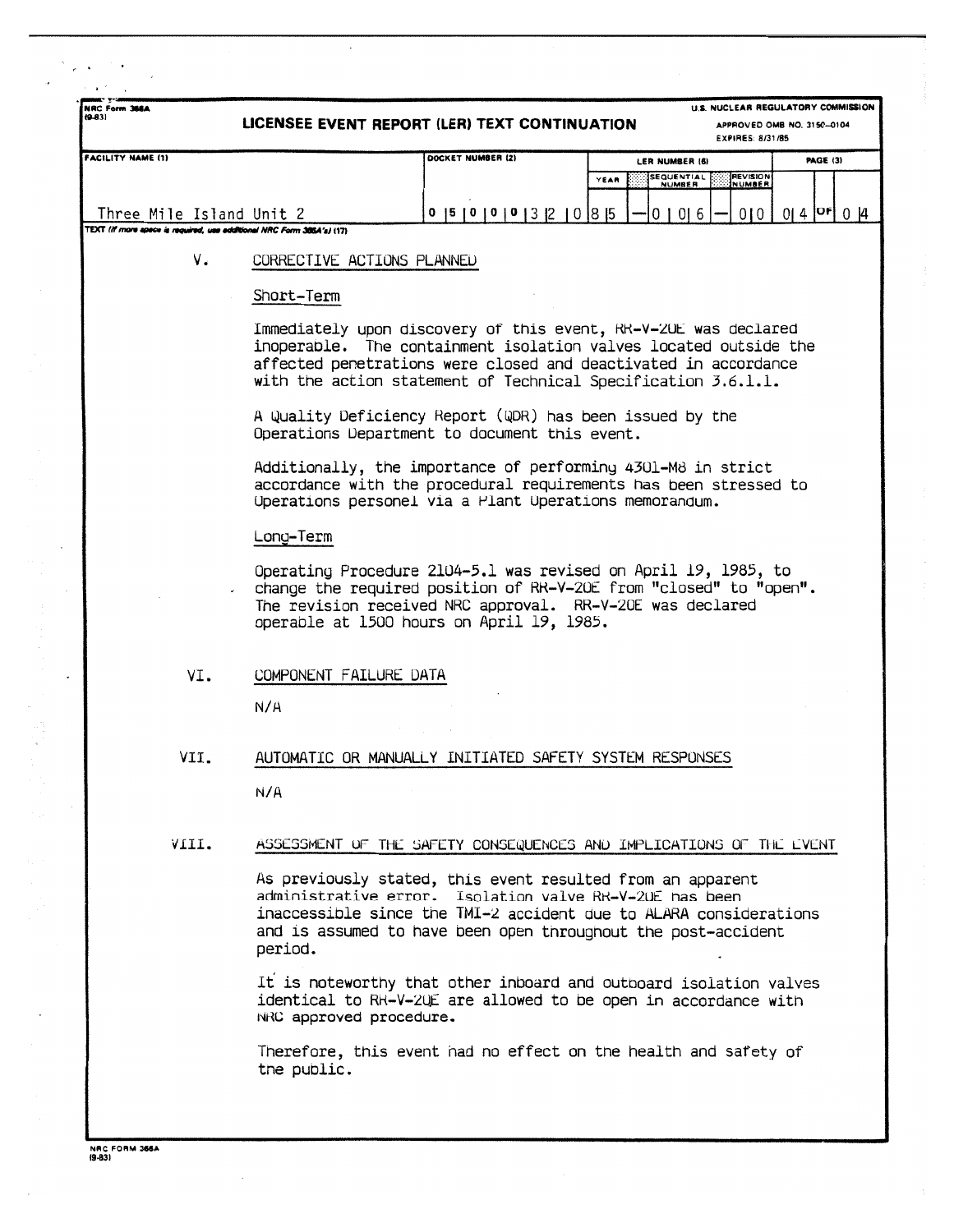NRC Form 366A (9-83)

**LICENSEE EVENT REPORT (LER) TEXT CONTINUATION**

U.S. NUCLEAR REGULATORY COMMISSION
APPROVED OMB NO. 3150-0104
EXPIRES: 8/31/85

| FACILITY NAME (1) | DOCKET NUMBER (2) | LER NUMBER (6) | | | PAGE (3) |
|---|---|---|---|---|---|
| | | YEAR | SEQUENTIAL NUMBER | REVISION NUMBER | |
| Three Mile Island Unit 2 | 0 5 0 0 0 3 2 0 | 8 5 | 0 0 6 | 0 0 | 0 4 OF 0 4 |

TEXT (If more space is required, use additional NRC Form 366A's) (17)

## V. CORRECTIVE ACTIONS PLANNED

### Short-Term

Immediately upon discovery of this event, RR-V-20E was declared inoperable. The containment isolation valves located outside the affected penetrations were closed and deactivated in accordance with the action statement of Technical Specification 3.6.1.1.

A Quality Deficiency Report (QDR) has been issued by the Operations Department to document this event.

Additionally, the importance of performing 4301-M8 in strict accordance with the procedural requirements has been stressed to Operations personel via a Plant Operations memorandum.

### Long-Term

Operating Procedure 2104-5.1 was revised on April 19, 1985, to change the required position of RR-V-20E from "closed" to "open". The revision received NRC approval. RR-V-20E was declared operable at 1500 hours on April 19, 1985.

## VI. COMPONENT FAILURE DATA

N/A

## VII. AUTOMATIC OR MANUALLY INITIATED SAFETY SYSTEM RESPONSES

N/A

## VIII. ASSESSMENT OF THE SAFETY CONSEQUENCES AND IMPLICATIONS OF THE EVENT

As previously stated, this event resulted from an apparent administrative error. Isolation valve RR-V-20E has been inaccessible since the TMI-2 accident due to ALARA considerations and is assumed to have been open throughout the post-accident period.

It is noteworthy that other inboard and outboard isolation valves identical to RR-V-20E are allowed to be open in accordance with NRC approved procedure.

Therefore, this event had no effect on the health and safety of the public.

NRC FORM 366A (9-83)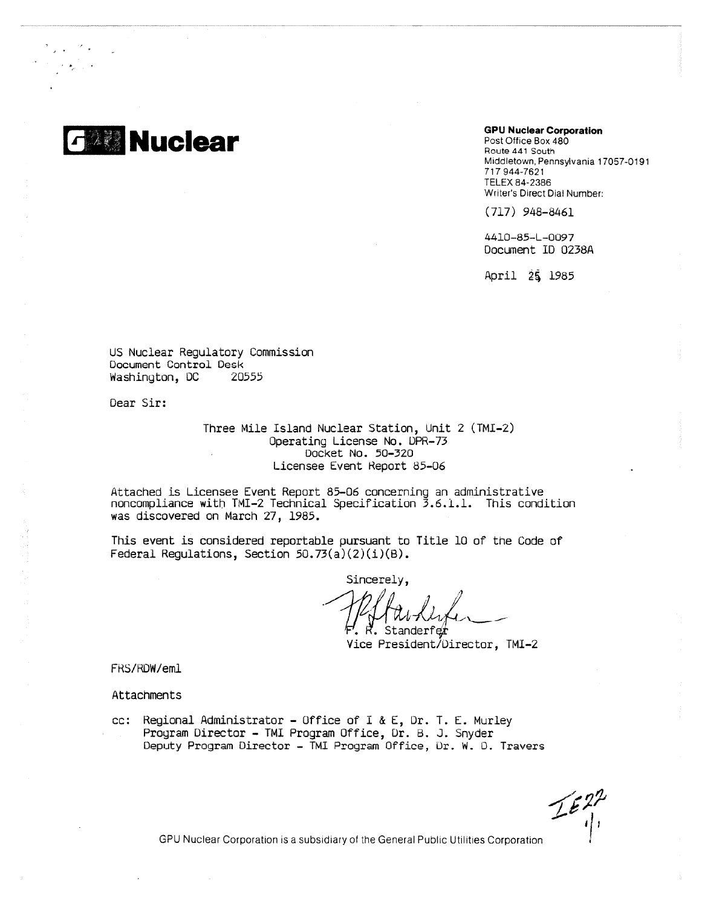**GPU Nuclear**

**GPU Nuclear Corporation**
Post Office Box 480
Route 441 South
Middletown, Pennsylvania 17057-0191
717 944-7621
TELEX 84-2386
Writer's Direct Dial Number:

(717) 948-8461

4410-85-L-0097
Document ID 0238A

April 25 1985

US Nuclear Regulatory Commission
Document Control Desk
Washington, DC 20555

Dear Sir:

Three Mile Island Nuclear Station, Unit 2 (TMI-2)
Operating License No. DPR-73
Docket No. 50-320
Licensee Event Report 85-06

Attached is Licensee Event Report 85-06 concerning an administrative noncompliance with TMI-2 Technical Specification 3.6.1.1. This condition was discovered on March 27, 1985.

This event is considered reportable pursuant to Title 10 of the Code of Federal Regulations, Section 50.73(a)(2)(i)(B).

Sincerely,

F. R. Standerfer
Vice President/Director, TMI-2

FRS/RDW/eml

Attachments

cc: Regional Administrator - Office of I & E, Dr. T. E. Murley
Program Director - TMI Program Office, Dr. B. J. Snyder
Deputy Program Director - TMI Program Office, Dr. W. D. Travers

IE22
1/1

GPU Nuclear Corporation is a subsidiary of the General Public Utilities Corporation